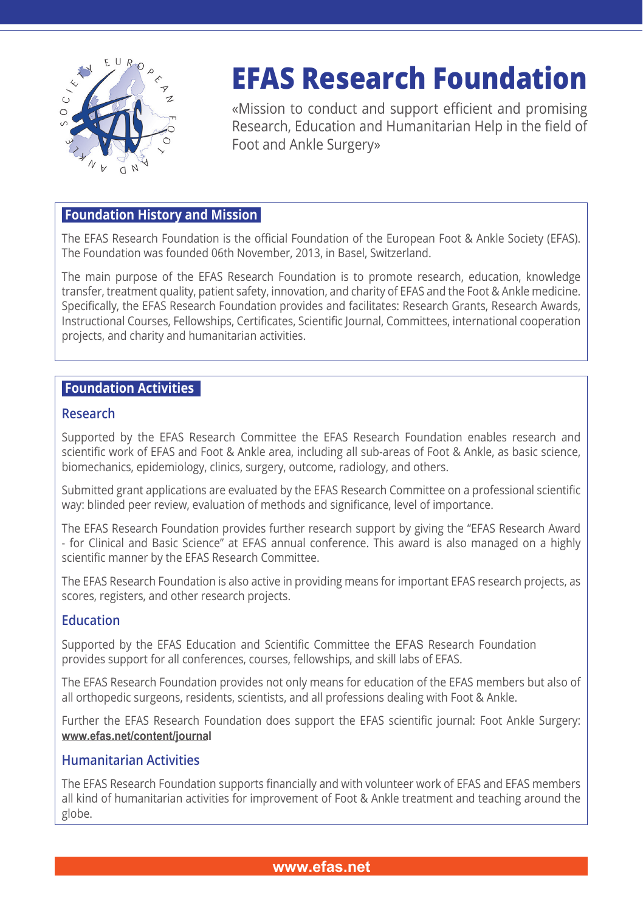# EFAS Research Foundation

«Mission to conduct and support efficient and promising Research, Education and Humanitarian Help in the field of Foot and Ankle Surgery»

## Foundation History and Mission

The EFAS Research Foundation is the official Foundation of the European Foot & Ankle Society (EFAS). The Foundation was founded 06th November, 2013, in Basel, Switzerland.

The main purpose of the EFAS Research Foundation is to promote research, education, knowledge transfer, treatment quality, patient safety, innovation, and charity of EFAS and the Foot & Ankle medicine. Specifically, the EFAS Research Foundation provides and facilitates: Research Grants, Research Awards, Instructional Courses, Fellowships, Certificates, Scientific Journal, Committees, international cooperation projects, and charity and humanitarian activities.

## Foundation Activities

### Research

Supported by the EFAS Research Committee the EFAS Research Foundation enables research and scientific work of EFAS and Foot & Ankle area, including all sub-areas of Foot & Ankle, as basic science, biomechanics, epidemiology, clinics, surgery, outcome, radiology, and others.

Submitted grant applications are evaluated by the EFAS Research Committee on a professional scientific way: blinded peer review, evaluation of methods and significance, level of importance.

The EFAS Research Foundation provides further research support by giving the "EFAS Research Award - for Clinical and Basic Science" at EFAS annual conference. This award is also managed on a highly scientific manner by the EFAS Research Committee.

The EFAS Research Foundation is also active in providing means for important EFAS research projects, as scores, registers, and other research projects.

### Education

Supported by the EFAS Education and Scientific Committee the EFAS Research Foundation provides support for all conferences, courses, fellowships, and skill labs of EFAS.

The EFAS Research Foundation provides not only means for education of the EFAS members but also of all orthopedic surgeons, residents, scientists, and all professions dealing with Foot & Ankle.

Further the EFAS Research Foundation does support the EFAS scientific journal: Foot Ankle Surgery: **www.efas.net/content/journal**

### Humanitarian Activities

The EFAS Research Foundation supports financially and with volunteer work of EFAS and EFAS members all kind of humanitarian activities for improvement of Foot & Ankle treatment and teaching around the globe.

**www.efas.net**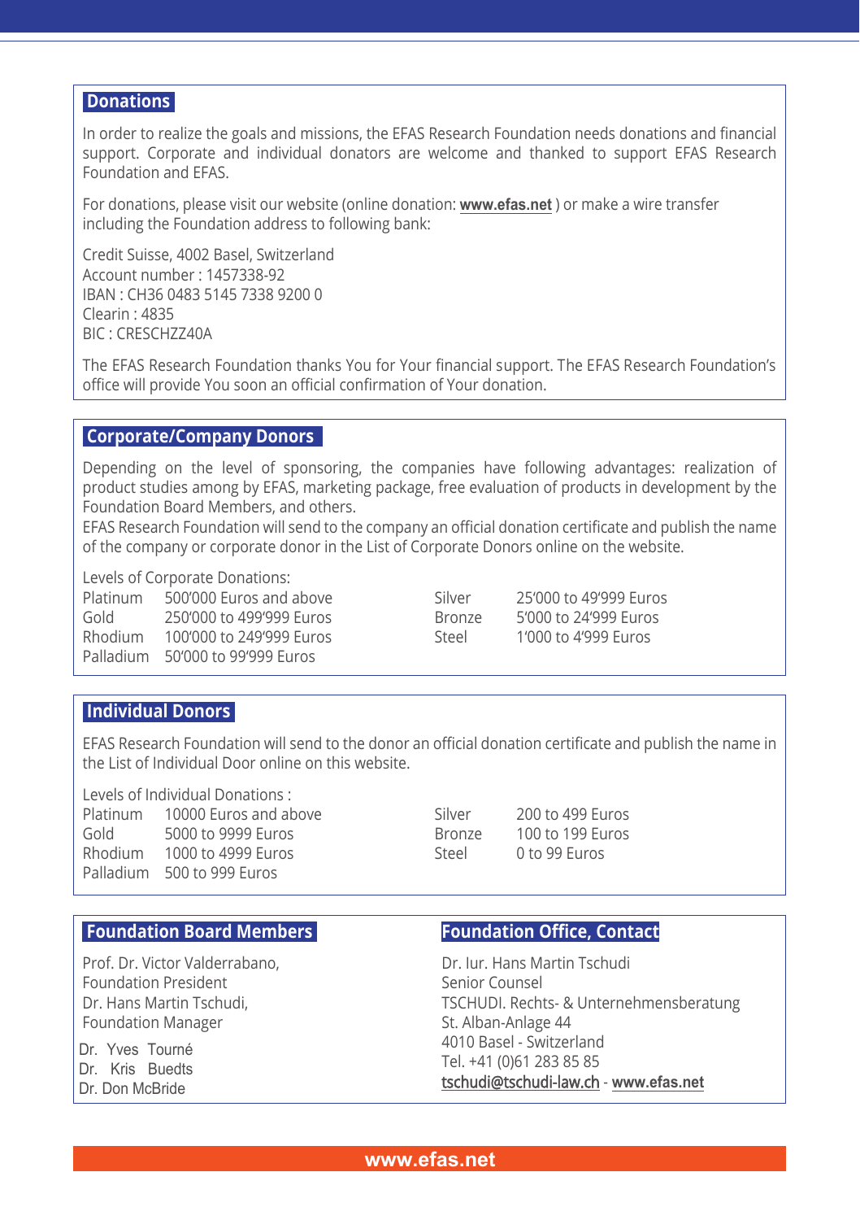## Donations

In order to realize the goals and missions, the EFAS Research Foundation needs donations and financial support. Corporate and individual donators are welcome and thanked to support EFAS Research Foundation and EFAS.

For donations, please visit our website (online donation: **www.efas.net** ) or make a wire transfer including the Foundation address to following bank:

Credit Suisse, 4002 Basel, Switzerland
Account number : 1457338-92
IBAN : CH36 0483 5145 7338 9200 0
Clearin : 4835
BIC : CRESCHZZ40A

The EFAS Research Foundation thanks You for Your financial support. The EFAS Research Foundation's office will provide You soon an official confirmation of Your donation.

## Corporate/Company Donors

Depending on the level of sponsoring, the companies have following advantages: realization of product studies among by EFAS, marketing package, free evaluation of products in development by the Foundation Board Members, and others.
EFAS Research Foundation will send to the company an official donation certificate and publish the name of the company or corporate donor in the List of Corporate Donors online on the website.

Levels of Corporate Donations:

| | | | |
|---|---|---|---|
| Platinum | 500'000 Euros and above | Silver | 25'000 to 49'999 Euros |
| Gold | 250'000 to 499'999 Euros | Bronze | 5'000 to 24'999 Euros |
| Rhodium | 100'000 to 249'999 Euros | Steel | 1'000 to 4'999 Euros |
| Palladium | 50'000 to 99'999 Euros | | |

## Individual Donors

EFAS Research Foundation will send to the donor an official donation certificate and publish the name in the List of Individual Door online on this website.

Levels of Individual Donations :

| | | | |
|---|---|---|---|
| Platinum | 10000 Euros and above | Silver | 200 to 499 Euros |
| Gold | 5000 to 9999 Euros | Bronze | 100 to 199 Euros |
| Rhodium | 1000 to 4999 Euros | Steel | 0 to 99 Euros |
| Palladium | 500 to 999 Euros | | |

## Foundation Board Members

Prof. Dr. Victor Valderrabano,
Foundation President
Dr. Hans Martin Tschudi,
Foundation Manager

Dr. Yves Tourné
Dr. Kris Buedts
Dr. Don McBride

## Foundation Office, Contact

Dr. Iur. Hans Martin Tschudi
Senior Counsel
TSCHUDI. Rechts- & Unternehmensberatung
St. Alban-Anlage 44
4010 Basel - Switzerland
Tel. +41 (0)61 283 85 85
tschudi@tschudi-law.ch - www.efas.net

**www.efas.net**